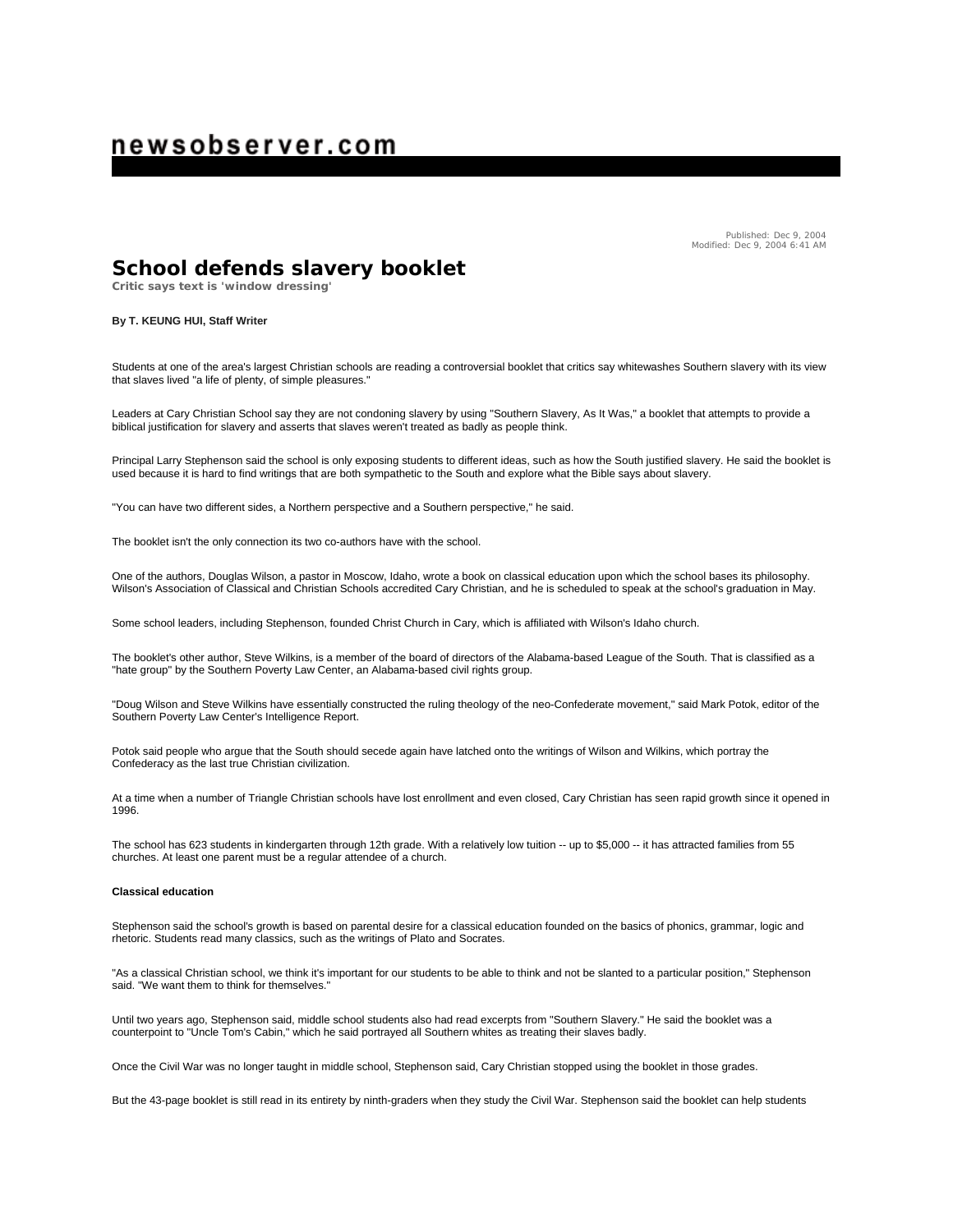newsobserver.com

Published: Dec 9, 2004
Modified: Dec 9, 2004 6:41 AM

# School defends slavery booklet

**Critic says text is 'window dressing'**

**By T. KEUNG HUI, Staff Writer**

Students at one of the area's largest Christian schools are reading a controversial booklet that critics say whitewashes Southern slavery with its view that slaves lived "a life of plenty, of simple pleasures."

Leaders at Cary Christian School say they are not condoning slavery by using "Southern Slavery, As It Was," a booklet that attempts to provide a biblical justification for slavery and asserts that slaves weren't treated as badly as people think.

Principal Larry Stephenson said the school is only exposing students to different ideas, such as how the South justified slavery. He said the booklet is used because it is hard to find writings that are both sympathetic to the South and explore what the Bible says about slavery.

"You can have two different sides, a Northern perspective and a Southern perspective," he said.

The booklet isn't the only connection its two co-authors have with the school.

One of the authors, Douglas Wilson, a pastor in Moscow, Idaho, wrote a book on classical education upon which the school bases its philosophy. Wilson's Association of Classical and Christian Schools accredited Cary Christian, and he is scheduled to speak at the school's graduation in May.

Some school leaders, including Stephenson, founded Christ Church in Cary, which is affiliated with Wilson's Idaho church.

The booklet's other author, Steve Wilkins, is a member of the board of directors of the Alabama-based League of the South. That is classified as a "hate group" by the Southern Poverty Law Center, an Alabama-based civil rights group.

"Doug Wilson and Steve Wilkins have essentially constructed the ruling theology of the neo-Confederate movement," said Mark Potok, editor of the Southern Poverty Law Center's Intelligence Report.

Potok said people who argue that the South should secede again have latched onto the writings of Wilson and Wilkins, which portray the Confederacy as the last true Christian civilization.

At a time when a number of Triangle Christian schools have lost enrollment and even closed, Cary Christian has seen rapid growth since it opened in 1996.

The school has 623 students in kindergarten through 12th grade. With a relatively low tuition -- up to $5,000 -- it has attracted families from 55 churches. At least one parent must be a regular attendee of a church.

**Classical education**

Stephenson said the school's growth is based on parental desire for a classical education founded on the basics of phonics, grammar, logic and rhetoric. Students read many classics, such as the writings of Plato and Socrates.

"As a classical Christian school, we think it's important for our students to be able to think and not be slanted to a particular position," Stephenson said. "We want them to think for themselves."

Until two years ago, Stephenson said, middle school students also had read excerpts from "Southern Slavery." He said the booklet was a counterpoint to "Uncle Tom's Cabin," which he said portrayed all Southern whites as treating their slaves badly.

Once the Civil War was no longer taught in middle school, Stephenson said, Cary Christian stopped using the booklet in those grades.

But the 43-page booklet is still read in its entirety by ninth-graders when they study the Civil War. Stephenson said the booklet can help students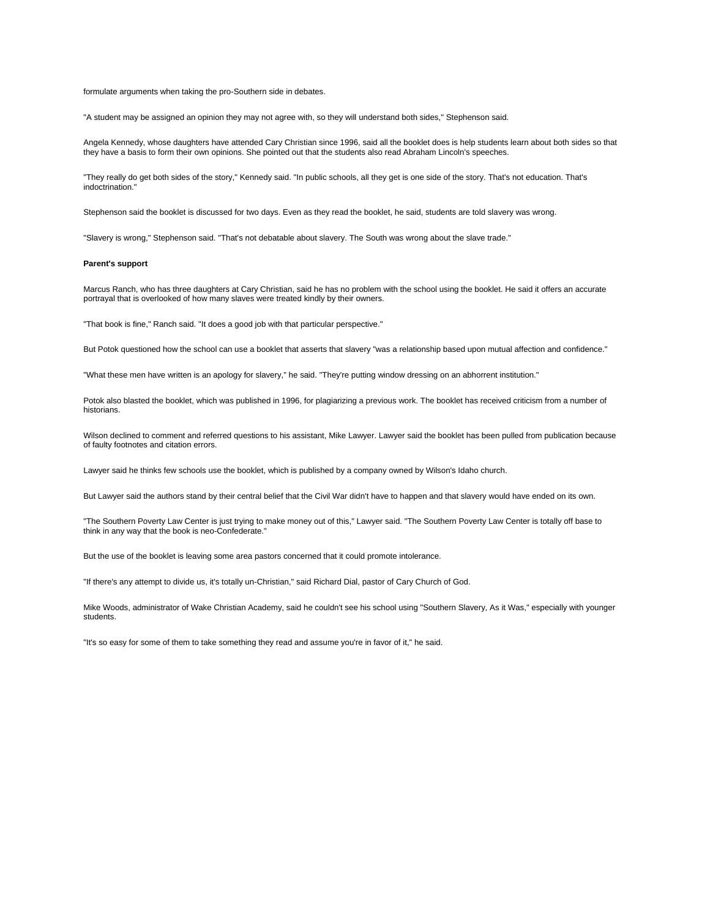formulate arguments when taking the pro-Southern side in debates.

"A student may be assigned an opinion they may not agree with, so they will understand both sides," Stephenson said.

Angela Kennedy, whose daughters have attended Cary Christian since 1996, said all the booklet does is help students learn about both sides so that they have a basis to form their own opinions. She pointed out that the students also read Abraham Lincoln's speeches.

"They really do get both sides of the story," Kennedy said. "In public schools, all they get is one side of the story. That's not education. That's indoctrination."

Stephenson said the booklet is discussed for two days. Even as they read the booklet, he said, students are told slavery was wrong.

"Slavery is wrong," Stephenson said. "That's not debatable about slavery. The South was wrong about the slave trade."

**Parent's support**

Marcus Ranch, who has three daughters at Cary Christian, said he has no problem with the school using the booklet. He said it offers an accurate portrayal that is overlooked of how many slaves were treated kindly by their owners.

"That book is fine," Ranch said. "It does a good job with that particular perspective."

But Potok questioned how the school can use a booklet that asserts that slavery "was a relationship based upon mutual affection and confidence."

"What these men have written is an apology for slavery," he said. "They're putting window dressing on an abhorrent institution."

Potok also blasted the booklet, which was published in 1996, for plagiarizing a previous work. The booklet has received criticism from a number of historians.

Wilson declined to comment and referred questions to his assistant, Mike Lawyer. Lawyer said the booklet has been pulled from publication because of faulty footnotes and citation errors.

Lawyer said he thinks few schools use the booklet, which is published by a company owned by Wilson's Idaho church.

But Lawyer said the authors stand by their central belief that the Civil War didn't have to happen and that slavery would have ended on its own.

"The Southern Poverty Law Center is just trying to make money out of this," Lawyer said. "The Southern Poverty Law Center is totally off base to think in any way that the book is neo-Confederate."

But the use of the booklet is leaving some area pastors concerned that it could promote intolerance.

"If there's any attempt to divide us, it's totally un-Christian," said Richard Dial, pastor of Cary Church of God.

Mike Woods, administrator of Wake Christian Academy, said he couldn't see his school using "Southern Slavery, As it Was," especially with younger students.

"It's so easy for some of them to take something they read and assume you're in favor of it," he said.